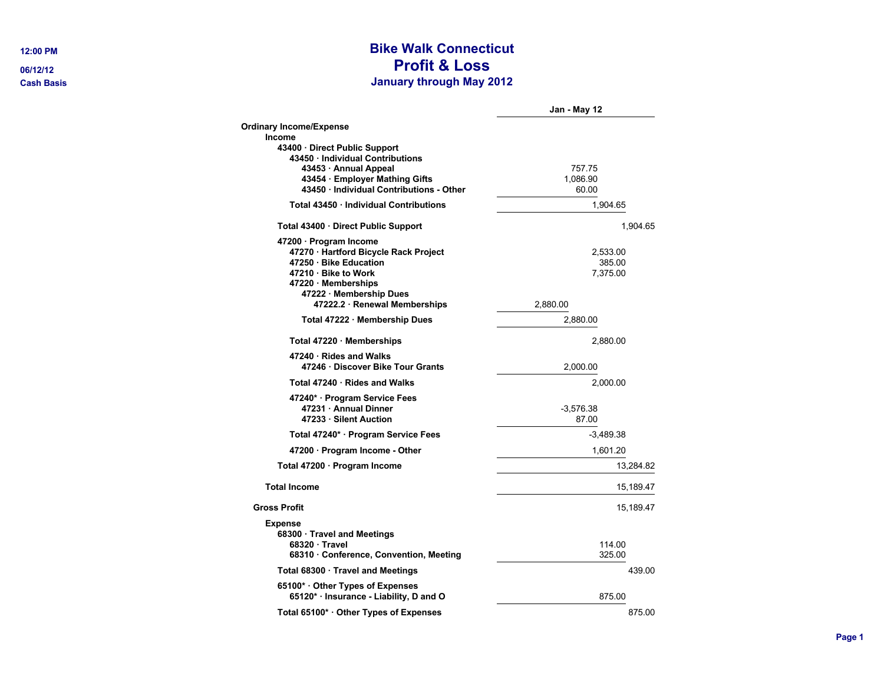12:00 PM

06/12/12

Cash Basis

# Bike Walk Connecticut
## Profit & Loss
### January through May 2012

| | Jan - May 12 | | | |
|---|---|---|---|---|
| **Ordinary Income/Expense** | | | | |
| **Income** | | | | |
| **43400 · Direct Public Support** | | | | |
| **43450 · Individual Contributions** | | | | |
| **43453 · Annual Appeal** | | 757.75 | | |
| **43454 · Employer Mathing Gifts** | | 1,086.90 | | |
| **43450 · Individual Contributions - Other** | | 60.00 | | |
| **Total 43450 · Individual Contributions** | | | 1,904.65 | |
| **Total 43400 · Direct Public Support** | | | | 1,904.65 |
| **47200 · Program Income** | | | | |
| **47270 · Hartford Bicycle Rack Project** | | | 2,533.00 | |
| **47250 · Bike Education** | | | 385.00 | |
| **47210 · Bike to Work** | | | 7,375.00 | |
| **47220 · Memberships** | | | | |
| **47222 · Membership Dues** | | | | |
| **47222.2 · Renewal Memberships** | 2,880.00 | | | |
| **Total 47222 · Membership Dues** | | 2,880.00 | | |
| **Total 47220 · Memberships** | | | 2,880.00 | |
| **47240 · Rides and Walks** | | | | |
| **47246 · Discover Bike Tour Grants** | | 2,000.00 | | |
| **Total 47240 · Rides and Walks** | | | 2,000.00 | |
| **47240* · Program Service Fees** | | | | |
| **47231 · Annual Dinner** | | -3,576.38 | | |
| **47233 · Silent Auction** | | 87.00 | | |
| **Total 47240* · Program Service Fees** | | | -3,489.38 | |
| **47200 · Program Income - Other** | | | 1,601.20 | |
| **Total 47200 · Program Income** | | | | 13,284.82 |
| **Total Income** | | | | 15,189.47 |
| **Gross Profit** | | | | 15,189.47 |
| **Expense** | | | | |
| **68300 · Travel and Meetings** | | | | |
| **68320 · Travel** | | | 114.00 | |
| **68310 · Conference, Convention, Meeting** | | | 325.00 | |
| **Total 68300 · Travel and Meetings** | | | | 439.00 |
| **65100* · Other Types of Expenses** | | | | |
| **65120* · Insurance - Liability, D and O** | | | 875.00 | |
| **Total 65100* · Other Types of Expenses** | | | | 875.00 |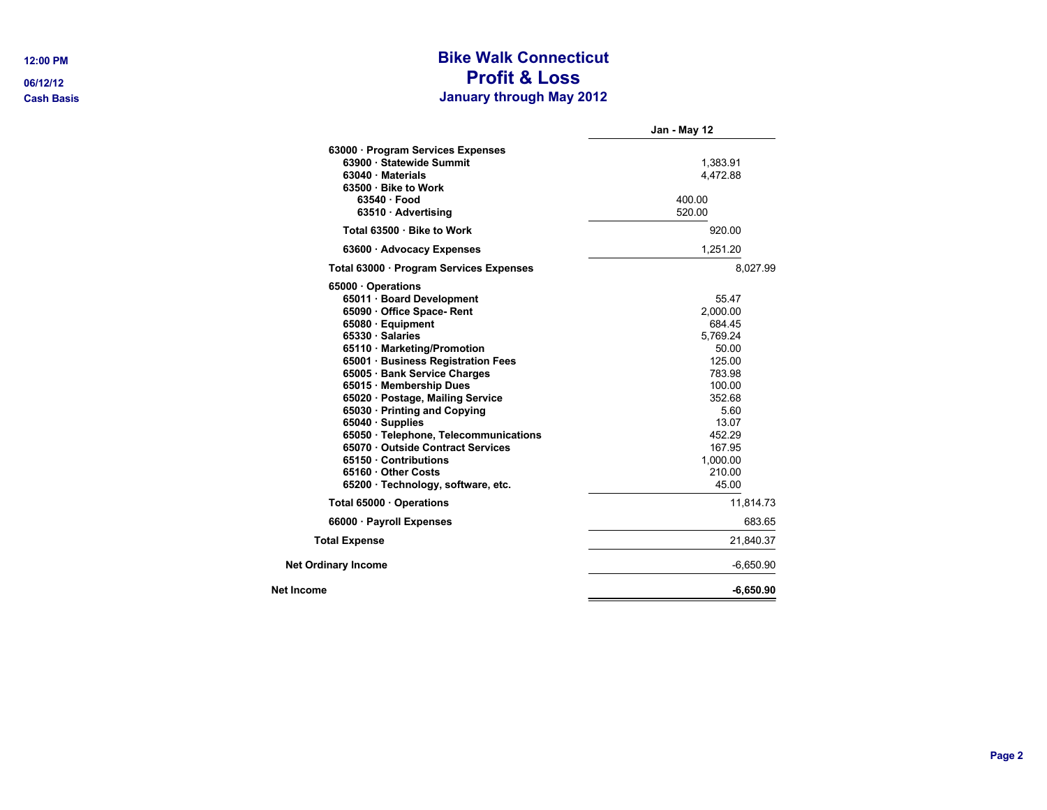12:00 PM
06/12/12
Cash Basis

# Bike Walk Connecticut
## Profit & Loss
### January through May 2012

| | | | |
|---|---|---|---|
| | **Jan - May 12** | | |
| **63000 · Program Services Expenses** | | | |
| **63900 · Statewide Summit** | | 1,383.91 | |
| **63040 · Materials** | | 4,472.88 | |
| **63500 · Bike to Work** | | | |
| **63540 · Food** | 400.00 | | |
| **63510 · Advertising** | 520.00 | | |
| **Total 63500 · Bike to Work** | | 920.00 | |
| **63600 · Advocacy Expenses** | | 1,251.20 | |
| **Total 63000 · Program Services Expenses** | | | 8,027.99 |
| **65000 · Operations** | | | |
| **65011 · Board Development** | | 55.47 | |
| **65090 · Office Space- Rent** | | 2,000.00 | |
| **65080 · Equipment** | | 684.45 | |
| **65330 · Salaries** | | 5,769.24 | |
| **65110 · Marketing/Promotion** | | 50.00 | |
| **65001 · Business Registration Fees** | | 125.00 | |
| **65005 · Bank Service Charges** | | 783.98 | |
| **65015 · Membership Dues** | | 100.00 | |
| **65020 · Postage, Mailing Service** | | 352.68 | |
| **65030 · Printing and Copying** | | 5.60 | |
| **65040 · Supplies** | | 13.07 | |
| **65050 · Telephone, Telecommunications** | | 452.29 | |
| **65070 · Outside Contract Services** | | 167.95 | |
| **65150 · Contributions** | | 1,000.00 | |
| **65160 · Other Costs** | | 210.00 | |
| **65200 · Technology, software, etc.** | | 45.00 | |
| **Total 65000 · Operations** | | | 11,814.73 |
| **66000 · Payroll Expenses** | | | 683.65 |
| **Total Expense** | | | 21,840.37 |
| **Net Ordinary Income** | | | -6,650.90 |
| **Net Income** | | | **-6,650.90** |